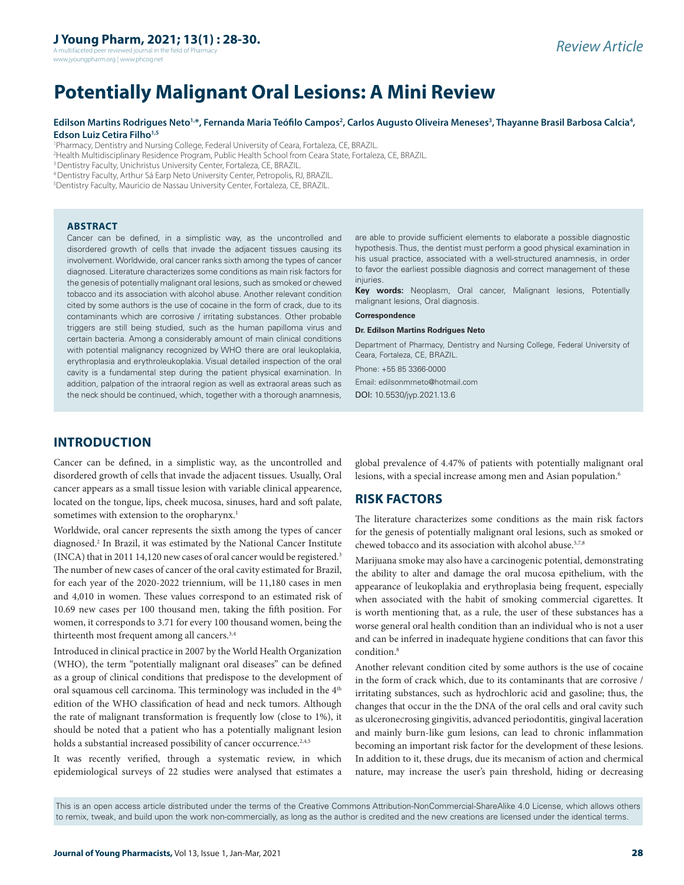Review Article

# Potentially Malignant Oral Lesions: A Mini Review

**Edilson Martins Rodrigues Neto[1,*], Fernanda Maria Teófilo Campos[2], Carlos Augusto Oliveira Meneses[3], Thayanne Brasil Barbosa Calcia[4], Edson Luiz Cetira Filho[1,5]**

[1]Pharmacy, Dentistry and Nursing College, Federal University of Ceara, Fortaleza, CE, BRAZIL.
[2]Health Multidisciplinary Residence Program, Public Health School from Ceara State, Fortaleza, CE, BRAZIL.
[3]Dentistry Faculty, Unichristus University Center, Fortaleza, CE, BRAZIL.
[4]Dentistry Faculty, Arthur Sá Earp Neto University Center, Petropolis, RJ, BRAZIL.
[5]Dentistry Faculty, Mauricio de Nassau University Center, Fortaleza, CE, BRAZIL.

## ABSTRACT

Cancer can be defined, in a simplistic way, as the uncontrolled and disordered growth of cells that invade the adjacent tissues causing its involvement. Worldwide, oral cancer ranks sixth among the types of cancer diagnosed. Literature characterizes some conditions as main risk factors for the genesis of potentially malignant oral lesions, such as smoked or chewed tobacco and its association with alcohol abuse. Another relevant condition cited by some authors is the use of cocaine in the form of crack, due to its contaminants which are corrosive / irritating substances. Other probable triggers are still being studied, such as the human papilloma virus and certain bacteria. Among a considerably amount of main clinical conditions with potential malignancy recognized by WHO there are oral leukoplakia, erythroplasia and erythroleukoplakia. Visual detailed inspection of the oral cavity is a fundamental step during the patient physical examination. In addition, palpation of the intraoral region as well as extraoral areas such as the neck should be continued, which, together with a thorough anamnesis, are able to provide sufficient elements to elaborate a possible diagnostic hypothesis. Thus, the dentist must perform a good physical examination in his usual practice, associated with a well-structured anamnesis, in order to favor the earliest possible diagnosis and correct management of these injuries.

**Key words:** Neoplasm, Oral cancer, Malignant lesions, Potentially malignant lesions, Oral diagnosis.

**Correspondence**

**Dr. Edilson Martins Rodrigues Neto**

Department of Pharmacy, Dentistry and Nursing College, Federal University of Ceara, Fortaleza, CE, BRAZIL.

Phone: +55 85 3366-0000

Email: edilsonmrneto@hotmail.com

DOI: 10.5530/jyp.2021.13.6

## INTRODUCTION

Cancer can be defined, in a simplistic way, as the uncontrolled and disordered growth of cells that invade the adjacent tissues. Usually, Oral cancer appears as a small tissue lesion with variable clinical appearence, located on the tongue, lips, cheek mucosa, sinuses, hard and soft palate, sometimes with extension to the oropharynx.[1]

Worldwide, oral cancer represents the sixth among the types of cancer diagnosed.[2] In Brazil, it was estimated by the National Cancer Institute (INCA) that in 2011 14,120 new cases of oral cancer would be registered.[3] The number of new cases of cancer of the oral cavity estimated for Brazil, for each year of the 2020-2022 triennium, will be 11,180 cases in men and 4,010 in women. These values correspond to an estimated risk of 10.69 new cases per 100 thousand men, taking the fifth position. For women, it corresponds to 3.71 for every 100 thousand women, being the thirteenth most frequent among all cancers.[3,4]

Introduced in clinical practice in 2007 by the World Health Organization (WHO), the term "potentially malignant oral diseases" can be defined as a group of clinical conditions that predispose to the development of oral squamous cell carcinoma. This terminology was included in the 4th edition of the WHO classification of head and neck tumors. Although the rate of malignant transformation is frequently low (close to 1%), it should be noted that a patient who has a potentially malignant lesion holds a substantial increased possibility of cancer occurrence.[2,4,5]

It was recently verified, through a systematic review, in which epidemiological surveys of 22 studies were analysed that estimates a global prevalence of 4.47% of patients with potentially malignant oral lesions, with a special increase among men and Asian population.[6]

## RISK FACTORS

The literature characterizes some conditions as the main risk factors for the genesis of potentially malignant oral lesions, such as smoked or chewed tobacco and its association with alcohol abuse.[5,7,8]

Marijuana smoke may also have a carcinogenic potential, demonstrating the ability to alter and damage the oral mucosa epithelium, with the appearance of leukoplakia and erythroplasia being frequent, especially when associated with the habit of smoking commercial cigarettes. It is worth mentioning that, as a rule, the user of these substances has a worse general oral health condition than an individual who is not a user and can be inferred in inadequate hygiene conditions that can favor this condition.[8]

Another relevant condition cited by some authors is the use of cocaine in the form of crack which, due to its contaminants that are corrosive / irritating substances, such as hydrochloric acid and gasoline; thus, the changes that occur in the the DNA of the oral cells and oral cavity such as ulceronecrosing gingivitis, advanced periodontitis, gingival laceration and mainly burn-like gum lesions, can lead to chronic inflammation becoming an important risk factor for the development of these lesions. In addition to it, these drugs, due its mecanism of action and chemical nature, may increase the user's pain threshold, hiding or decreasing

This is an open access article distributed under the terms of the Creative Commons Attribution-NonCommercial-ShareAlike 4.0 License, which allows others to remix, tweak, and build upon the work non-commercially, as long as the author is credited and the new creations are licensed under the identical terms.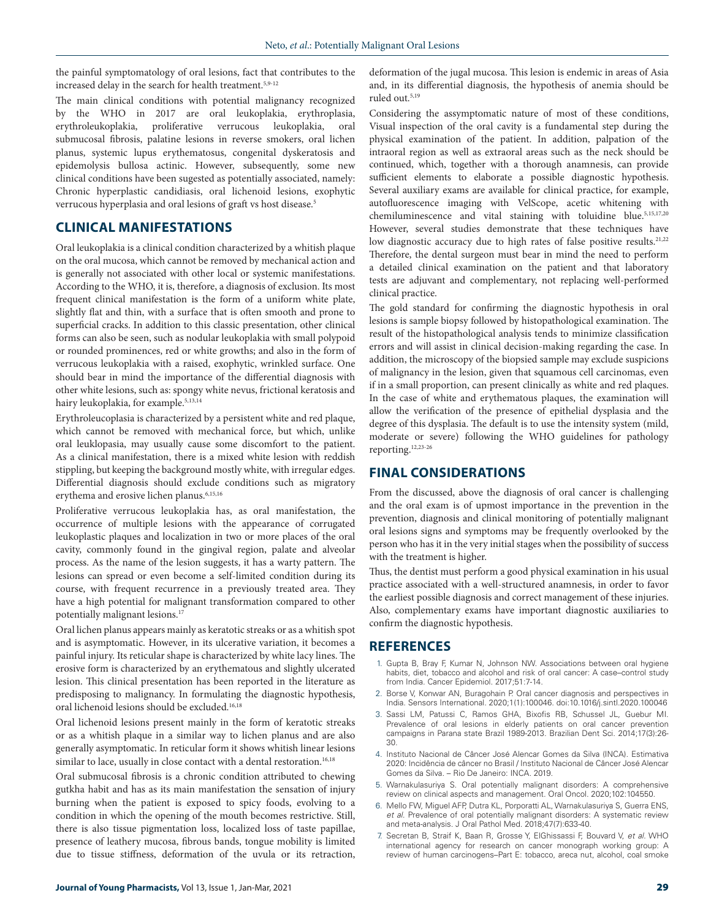the painful symptomatology of oral lesions, fact that contributes to the increased delay in the search for health treatment.[5,9-12]

The main clinical conditions with potential malignancy recognized by the WHO in 2017 are oral leukoplakia, erythroplasia, erythroleukoplakia, proliferative verrucous leukoplakia, oral submucosal fibrosis, palatine lesions in reverse smokers, oral lichen planus, systemic lupus erythematosus, congenital dyskeratosis and epidemolysis bullosa actinic. However, subsequently, some new clinical conditions have been sugested as potentially associated, namely: Chronic hyperplastic candidiasis, oral lichenoid lesions, exophytic verrucous hyperplasia and oral lesions of graft vs host disease.[5]

## CLINICAL MANIFESTATIONS

Oral leukoplakia is a clinical condition characterized by a whitish plaque on the oral mucosa, which cannot be removed by mechanical action and is generally not associated with other local or systemic manifestations. According to the WHO, it is, therefore, a diagnosis of exclusion. Its most frequent clinical manifestation is the form of a uniform white plate, slightly flat and thin, with a surface that is often smooth and prone to superficial cracks. In addition to this classic presentation, other clinical forms can also be seen, such as nodular leukoplakia with small polypoid or rounded prominences, red or white growths; and also in the form of verrucous leukoplakia with a raised, exophytic, wrinkled surface. One should bear in mind the importance of the differential diagnosis with other white lesions, such as: spongy white nevus, frictional keratosis and hairy leukoplakia, for example.[5,13,14]

Erythroleucoplasia is characterized by a persistent white and red plaque, which cannot be removed with mechanical force, but which, unlike oral leuklopasia, may usually cause some discomfort to the patient. As a clinical manifestation, there is a mixed white lesion with reddish stippling, but keeping the background mostly white, with irregular edges. Differential diagnosis should exclude conditions such as migratory erythema and erosive lichen planus.[6,15,16]

Proliferative verrucous leukoplakia has, as oral manifestation, the occurrence of multiple lesions with the appearance of corrugated leukoplastic plaques and localization in two or more places of the oral cavity, commonly found in the gingival region, palate and alveolar process. As the name of the lesion suggests, it has a warty pattern. The lesions can spread or even become a self-limited condition during its course, with frequent recurrence in a previously treated area. They have a high potential for malignant transformation compared to other potentially malignant lesions.[17]

Oral lichen planus appears mainly as keratotic streaks or as a whitish spot and is asymptomatic. However, in its ulcerative variation, it becomes a painful injury. Its reticular shape is characterized by white lacy lines. The erosive form is characterized by an erythematous and slightly ulcerated lesion. This clinical presentation has been reported in the literature as predisposing to malignancy. In formulating the diagnostic hypothesis, oral lichenoid lesions should be excluded.[16,18]

Oral lichenoid lesions present mainly in the form of keratotic streaks or as a whitish plaque in a similar way to lichen planus and are also generally asymptomatic. In reticular form it shows whitish linear lesions similar to lace, usually in close contact with a dental restoration.[16,18]

Oral submucosal fibrosis is a chronic condition attributed to chewing gutkha habit and has as its main manifestation the sensation of injury burning when the patient is exposed to spicy foods, evolving to a condition in which the opening of the mouth becomes restrictive. Still, there is also tissue pigmentation loss, localized loss of taste papillae, presence of leathery mucosa, fibrous bands, tongue mobility is limited due to tissue stiffness, deformation of the uvula or its retraction, deformation of the jugal mucosa. This lesion is endemic in areas of Asia and, in its differential diagnosis, the hypothesis of anemia should be ruled out.[5,19]

Considering the assymptomatic nature of most of these conditions, Visual inspection of the oral cavity is a fundamental step during the physical examination of the patient. In addition, palpation of the intraoral region as well as extraoral areas such as the neck should be continued, which, together with a thorough anamnesis, can provide sufficient elements to elaborate a possible diagnostic hypothesis. Several auxiliary exams are available for clinical practice, for example, autofluorescence imaging with VelScope, acetic whitening with chemiluminescence and vital staining with toluidine blue.[5,15,17,20] However, several studies demonstrate that these techniques have low diagnostic accuracy due to high rates of false positive results.[21,22] Therefore, the dental surgeon must bear in mind the need to perform a detailed clinical examination on the patient and that laboratory tests are adjuvant and complementary, not replacing well-performed clinical practice.

The gold standard for confirming the diagnostic hypothesis in oral lesions is sample biopsy followed by histopathological examination. The result of the histopathological analysis tends to minimize classification errors and will assist in clinical decision-making regarding the case. In addition, the microscopy of the biopsied sample may exclude suspicions of malignancy in the lesion, given that squamous cell carcinomas, even if in a small proportion, can present clinically as white and red plaques. In the case of white and erythematous plaques, the examination will allow the verification of the presence of epithelial dysplasia and the degree of this dysplasia. The default is to use the intensity system (mild, moderate or severe) following the WHO guidelines for pathology reporting.[12,23-26]

## FINAL CONSIDERATIONS

From the discussed, above the diagnosis of oral cancer is challenging and the oral exam is of upmost importance in the prevention in the prevention, diagnosis and clinical monitoring of potentially malignant oral lesions signs and symptoms may be frequently overlooked by the person who has it in the very initial stages when the possibility of success with the treatment is higher.

Thus, the dentist must perform a good physical examination in his usual practice associated with a well-structured anamnesis, in order to favor the earliest possible diagnosis and correct management of these injuries. Also, complementary exams have important diagnostic auxiliaries to confirm the diagnostic hypothesis.

## REFERENCES

1. Gupta B, Bray F, Kumar N, Johnson NW. Associations between oral hygiene habits, diet, tobacco and alcohol and risk of oral cancer: A case–control study from India. Cancer Epidemiol. 2017;51:7-14.
2. Borse V, Konwar AN, Buragohain P. Oral cancer diagnosis and perspectives in India. Sensors International. 2020;1(1):100046. doi:10.1016/j.sintl.2020.100046
3. Sassi LM, Patussi C, Ramos GHA, Bixofis RB, Schussel JL, Guebur MI. Prevalence of oral lesions in elderly patients on oral cancer prevention campaigns in Parana state Brazil 1989-2013. Brazilian Dent Sci. 2014;17(3):26-30.
4. Instituto Nacional de Câncer José Alencar Gomes da Silva (INCA). Estimativa 2020: Incidência de câncer no Brasil / Instituto Nacional de Câncer José Alencar Gomes da Silva. – Rio De Janeiro: INCA. 2019.
5. Warnakulasuriya S. Oral potentially malignant disorders: A comprehensive review on clinical aspects and management. Oral Oncol. 2020;102:104550.
6. Mello FW, Miguel AFP, Dutra KL, Porporatti AL, Warnakulasuriya S, Guerra ENS, *et al*. Prevalence of oral potentially malignant disorders: A systematic review and meta-analysis. J Oral Pathol Med. 2018;47(7):633-40.
7. Secretan B, Straif K, Baan R, Grosse Y, ElGhissassi F, Bouvard V, *et al*. WHO international agency for research on cancer monograph working group: A review of human carcinogens–Part E: tobacco, areca nut, alcohol, coal smoke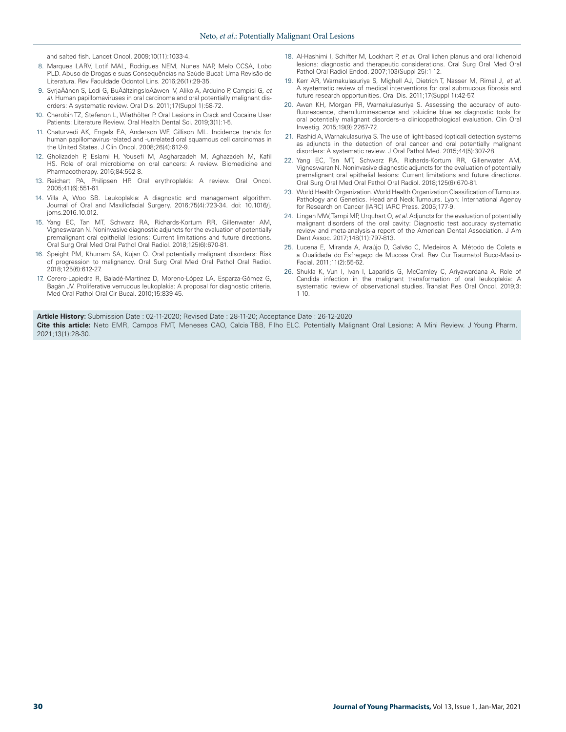and salted fish. Lancet Oncol. 2009;10(11):1033-4.

8. Marques LARV, Lotif MAL, Rodrigues NEM, Nunes NAP, Melo CCSA, Lobo PLD. Abuso de Drogas e suas Consequências na Saúde Bucal: Uma Revisão de Literatura. Rev Faculdade Odontol Lins. 2016;26(1):29-35.
9. SyrjaÃànen S, Lodi G, BuÃàltzingsloÃàwen IV, Aliko A, Arduino P, Campisi G, *et al.* Human papillomaviruses in oral carcinoma and oral potentially malignant disorders: A systematic review. Oral Dis. 2011;17(Suppl 1):58-72.
10. Cherobin TZ, Stefenon L, Wiethölter P. Oral Lesions in Crack and Cocaine User Patients: Literature Review. Oral Health Dental Sci. 2019;3(1):1-5.
11. Chaturvedi AK, Engels EA, Anderson WF, Gillison ML. Incidence trends for human papillomavirus-related and -unrelated oral squamous cell carcinomas in the United States. J Clin Oncol. 2008;26(4):612-9.
12. Gholizadeh P, Eslami H, Yousefi M, Asgharzadeh M, Aghazadeh M, Kafil HS. Role of oral microbiome on oral cancers: A review. Biomedicine and Pharmacotherapy. 2016;84:552-8.
13. Reichart PA, Philipsen HP. Oral erythroplakia: A review. Oral Oncol. 2005;41(6):551-61.
14. Villa A, Woo SB. Leukoplakia: A diagnostic and management algorithm. Journal of Oral and Maxillofacial Surgery. 2016;75(4):723-34. doi: 10.1016/j.joms.2016.10.012.
15. Yang EC, Tan MT, Schwarz RA, Richards-Kortum RR, Gillenwater AM, Vigneswaran N. Noninvasive diagnostic adjuncts for the evaluation of potentially premalignant oral epithelial lesions: Current limitations and future directions. Oral Surg Oral Med Oral Pathol Oral Radiol. 2018;125(6):670-81.
16. Speight PM, Khurram SA, Kujan O. Oral potentially malignant disorders: Risk of progression to malignancy. Oral Surg Oral Med Oral Pathol Oral Radiol. 2018;125(6):612-27.
17. Cerero-Lapiedra R, Baladé-Martínez D, Moreno-López LA, Esparza-Gómez G, Bagán JV. Proliferative verrucous leukoplakia: A proposal for diagnostic criteria. Med Oral Pathol Oral Cir Bucal. 2010;15:839-45.
18. Al-Hashimi I, Schifter M, Lockhart P, *et al.* Oral lichen planus and oral lichenoid lesions: diagnostic and therapeutic considerations. Oral Surg Oral Med Oral Pathol Oral Radiol Endod. 2007;103(Suppl 25):1-12.
19. Kerr AR, Warnakulasuriya S, Mighell AJ, Dietrich T, Nasser M, Rimal J, *et al.* A systematic review of medical interventions for oral submucous fibrosis and future research opportunities. Oral Dis. 2011;17(Suppl 1):42-57.
20. Awan KH, Morgan PR, Warnakulasuriya S. Assessing the accuracy of autofluorescence, chemiluminescence and toluidine blue as diagnostic tools for oral potentially malignant disorders–a clinicopathological evaluation. Clin Oral Investig. 2015;19(9):2267-72.
21. Rashid A, Warnakulasuriya S. The use of light-based (optical) detection systems as adjuncts in the detection of oral cancer and oral potentially malignant disorders: A systematic review. J Oral Pathol Med. 2015;44(5):307-28.
22. Yang EC, Tan MT, Schwarz RA, Richards-Kortum RR, Gillenwater AM, Vigneswaran N. Noninvasive diagnostic adjuncts for the evaluation of potentially premalignant oral epithelial lesions: Current limitations and future directions. Oral Surg Oral Med Oral Pathol Oral Radiol. 2018;125(6):670-81.
23. World Health Organization. World Health Organization Classification of Tumours. Pathology and Genetics. Head and Neck Tumours. Lyon: International Agency for Research on Cancer (IARC) IARC Press. 2005;177-9.
24. Lingen MW, Tampi MP, Urquhart O, *et al.* Adjuncts for the evaluation of potentially malignant disorders of the oral cavity: Diagnostic test accuracy systematic review and meta-analysis-a report of the American Dental Association. J Am Dent Assoc. 2017;148(11):797-813.
25. Lucena E, Miranda A, Araújo D, Galvão C, Medeiros A. Método de Coleta e a Qualidade do Esfregaço de Mucosa Oral. Rev Cur Traumatol Buco-Maxilo-Facial. 2011;11(2):55-62.
26. Shukla K, Vun I, Ivan I, Laparidis G, McCamley C, Ariyawardana A. Role of Candida infection in the malignant transformation of oral leukoplakia: A systematic review of observational studies. Translat Res Oral Oncol. 2019;3:1-10.

**Article History:** Submission Date : 02-11-2020; Revised Date : 28-11-20; Acceptance Date : 26-12-2020

**Cite this article:** Neto EMR, Campos FMT, Meneses CAO, Calcia TBB, Filho ELC. Potentially Malignant Oral Lesions: A Mini Review. J Young Pharm. 2021;13(1):28-30.